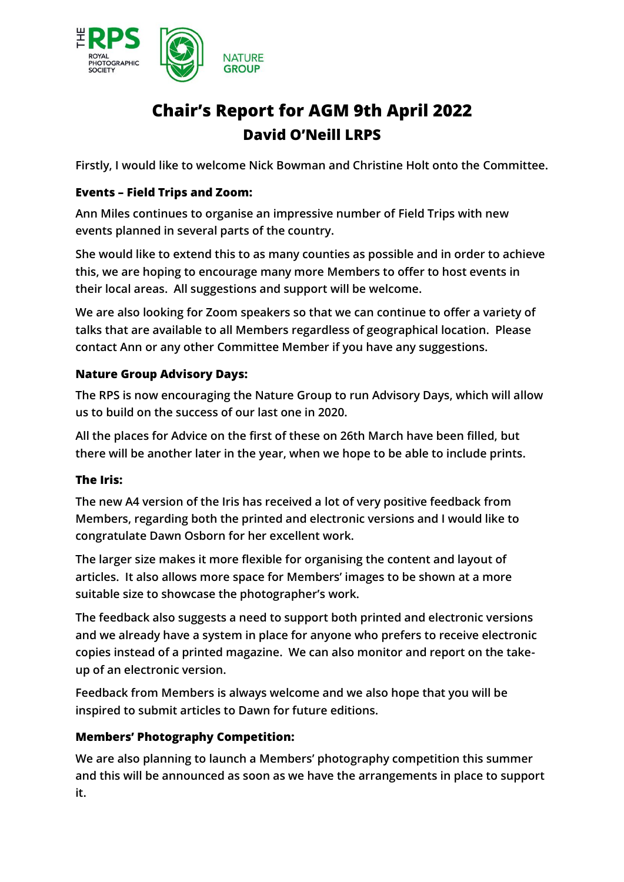THE RPS ROYAL PHOTOGRAPHIC SOCIETY

NATURE GROUP

# Chair's Report for AGM 9th April 2022

## David O'Neill LRPS

Firstly, I would like to welcome Nick Bowman and Christine Holt onto the Committee.

### Events – Field Trips and Zoom:

Ann Miles continues to organise an impressive number of Field Trips with new events planned in several parts of the country.

She would like to extend this to as many counties as possible and in order to achieve this, we are hoping to encourage many more Members to offer to host events in their local areas. All suggestions and support will be welcome.

We are also looking for Zoom speakers so that we can continue to offer a variety of talks that are available to all Members regardless of geographical location. Please contact Ann or any other Committee Member if you have any suggestions.

### Nature Group Advisory Days:

The RPS is now encouraging the Nature Group to run Advisory Days, which will allow us to build on the success of our last one in 2020.

All the places for Advice on the first of these on 26th March have been filled, but there will be another later in the year, when we hope to be able to include prints.

### The Iris:

The new A4 version of the Iris has received a lot of very positive feedback from Members, regarding both the printed and electronic versions and I would like to congratulate Dawn Osborn for her excellent work.

The larger size makes it more flexible for organising the content and layout of articles. It also allows more space for Members' images to be shown at a more suitable size to showcase the photographer's work.

The feedback also suggests a need to support both printed and electronic versions and we already have a system in place for anyone who prefers to receive electronic copies instead of a printed magazine. We can also monitor and report on the take-up of an electronic version.

Feedback from Members is always welcome and we also hope that you will be inspired to submit articles to Dawn for future editions.

### Members' Photography Competition:

We are also planning to launch a Members' photography competition this summer and this will be announced as soon as we have the arrangements in place to support it.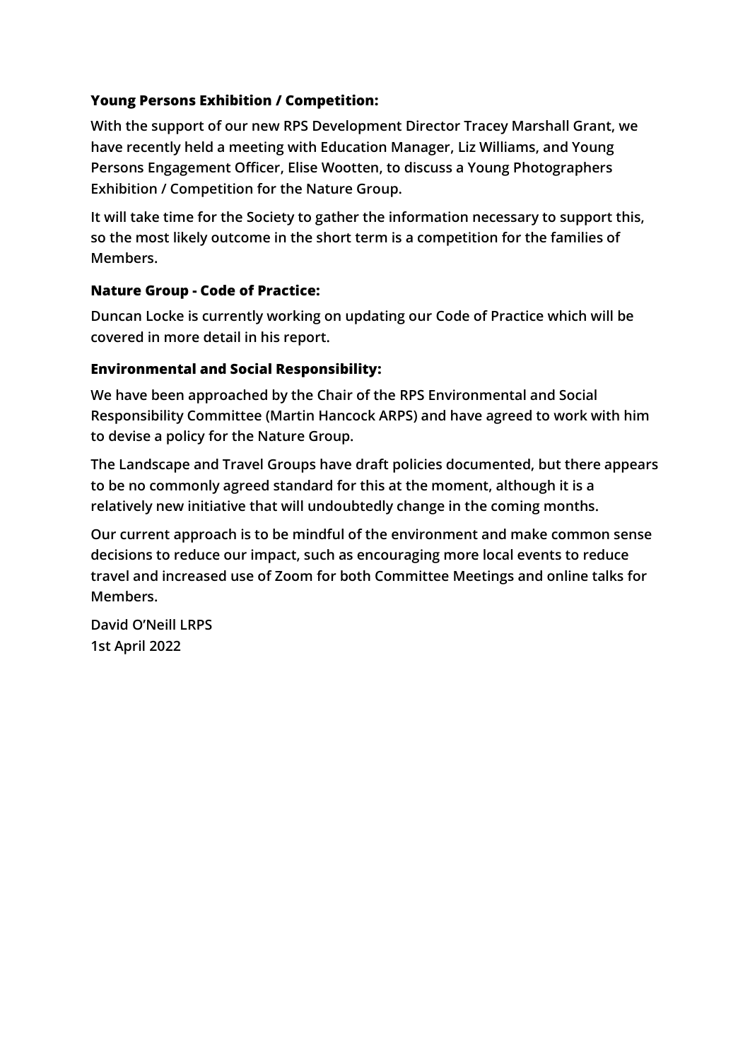### Young Persons Exhibition / Competition:

With the support of our new RPS Development Director Tracey Marshall Grant, we have recently held a meeting with Education Manager, Liz Williams, and Young Persons Engagement Officer, Elise Wootten, to discuss a Young Photographers Exhibition / Competition for the Nature Group.

It will take time for the Society to gather the information necessary to support this, so the most likely outcome in the short term is a competition for the families of Members.

### Nature Group - Code of Practice:

Duncan Locke is currently working on updating our Code of Practice which will be covered in more detail in his report.

### Environmental and Social Responsibility:

We have been approached by the Chair of the RPS Environmental and Social Responsibility Committee (Martin Hancock ARPS) and have agreed to work with him to devise a policy for the Nature Group.

The Landscape and Travel Groups have draft policies documented, but there appears to be no commonly agreed standard for this at the moment, although it is a relatively new initiative that will undoubtedly change in the coming months.

Our current approach is to be mindful of the environment and make common sense decisions to reduce our impact, such as encouraging more local events to reduce travel and increased use of Zoom for both Committee Meetings and online talks for Members.

David O'Neill LRPS
1st April 2022